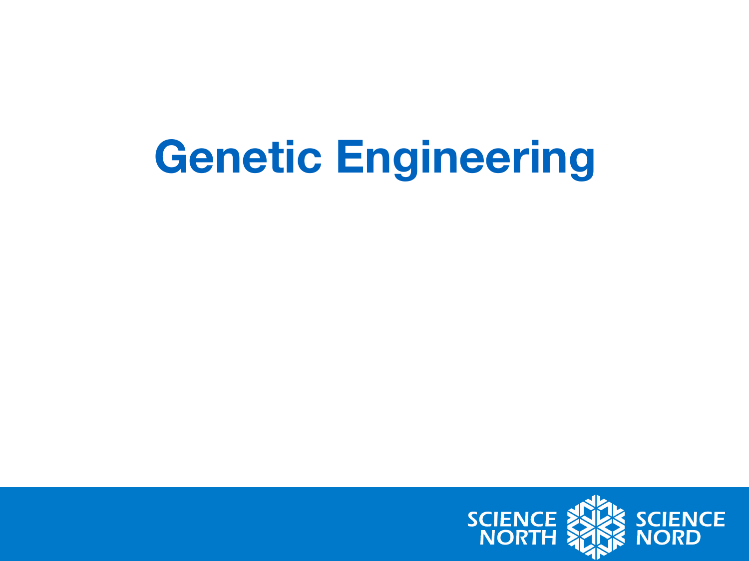# Genetic Engineering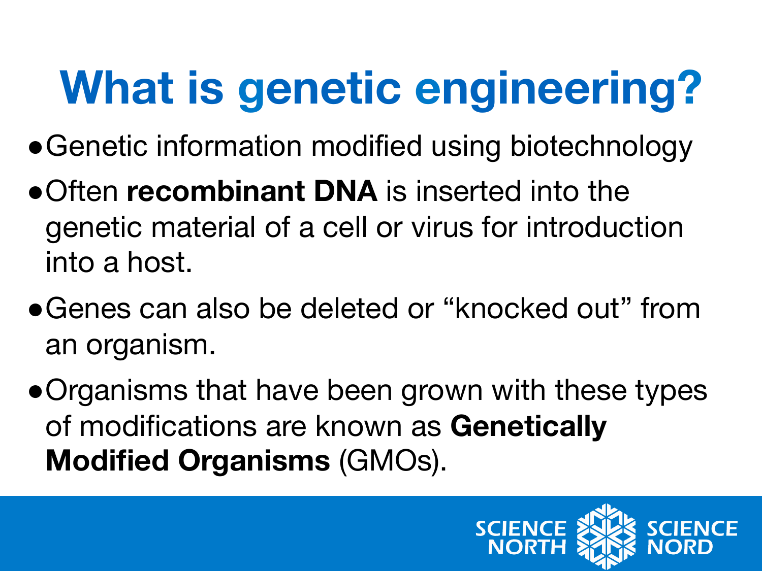# What is genetic engineering?

- Genetic information modified using biotechnology
- Often **recombinant DNA** is inserted into the genetic material of a cell or virus for introduction into a host.
- Genes can also be deleted or "knocked out" from an organism.
- Organisms that have been grown with these types of modifications are known as **Genetically Modified Organisms** (GMOs).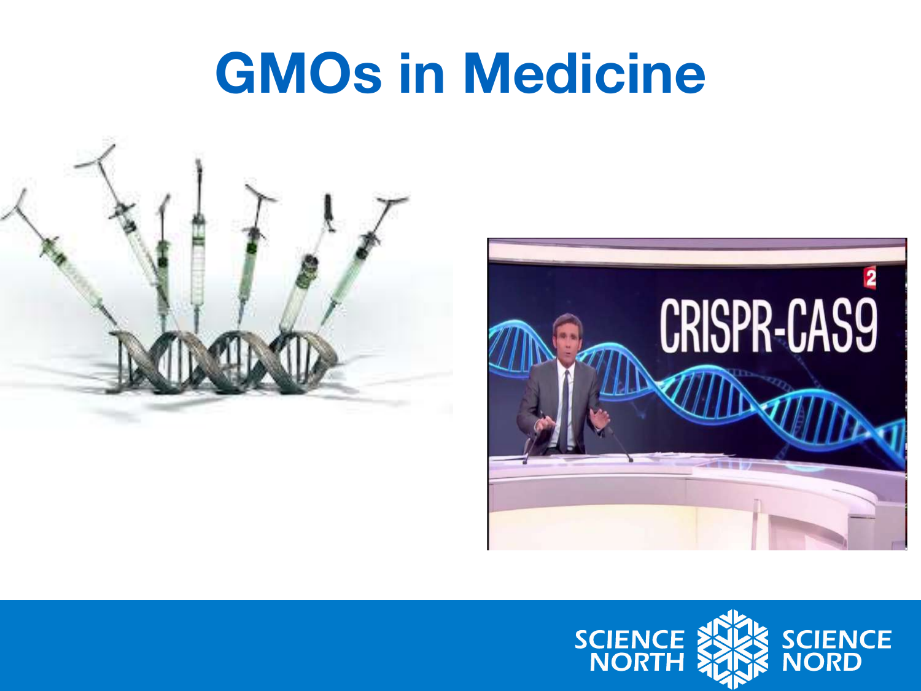# GMOs in Medicine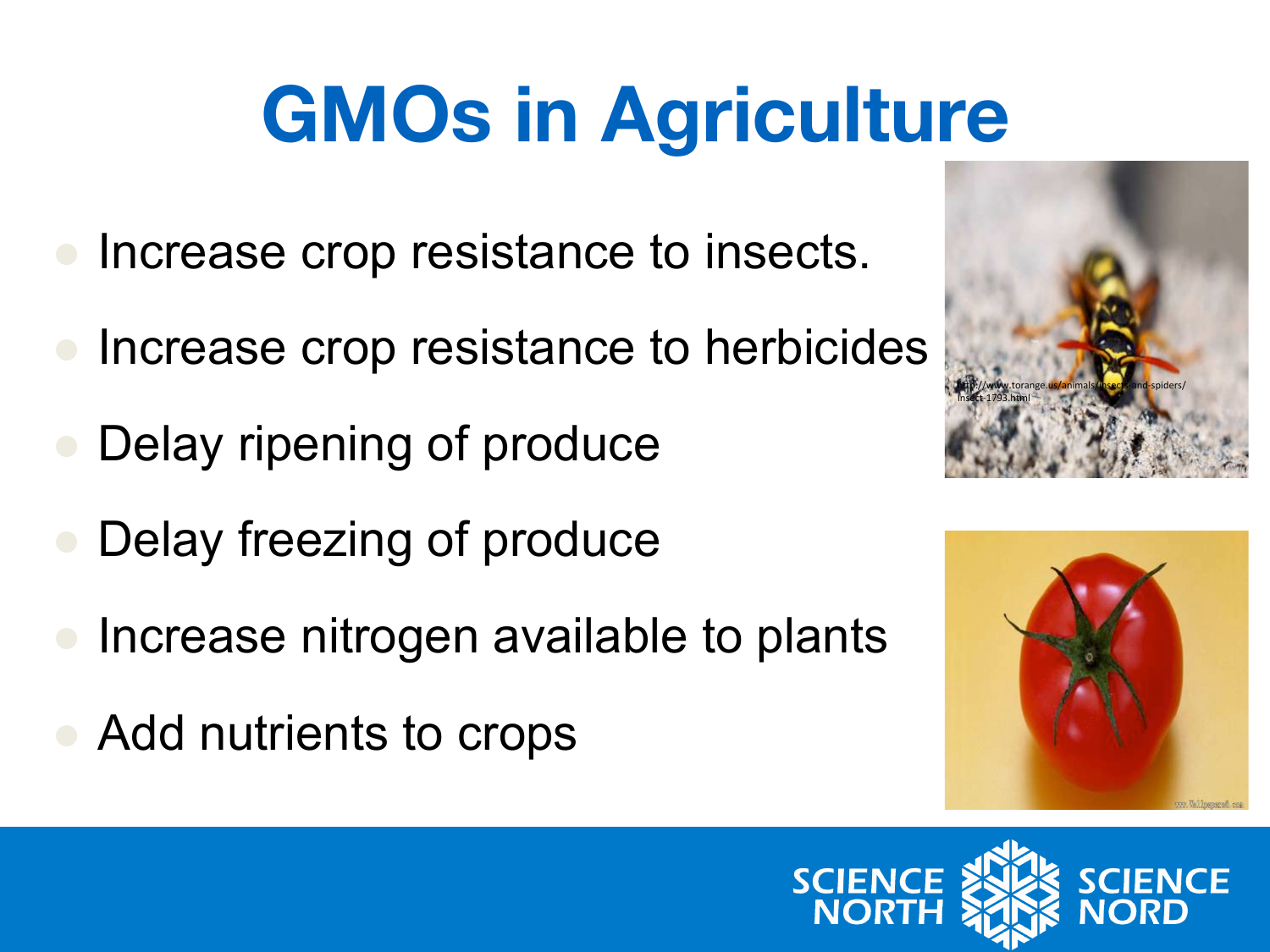# GMOs in Agriculture

- Increase crop resistance to insects.
- Increase crop resistance to herbicides
- Delay ripening of produce
- Delay freezing of produce
- Increase nitrogen available to plants
- Add nutrients to crops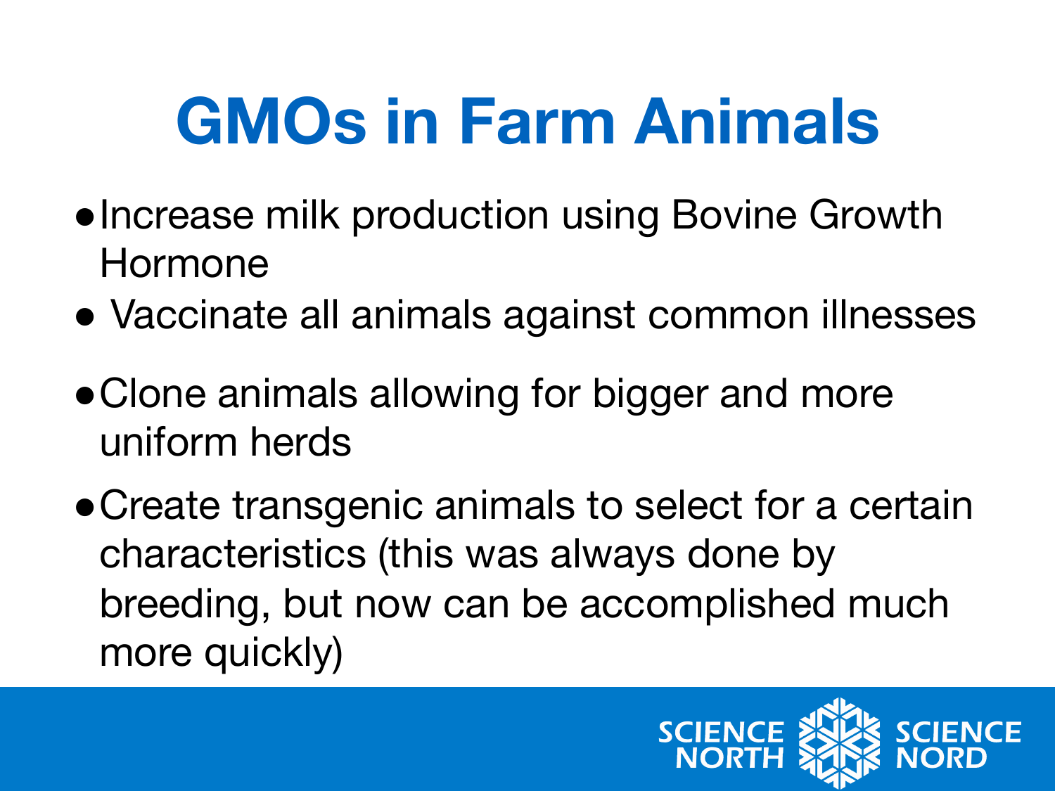# GMOs in Farm Animals

- Increase milk production using Bovine Growth Hormone
- Vaccinate all animals against common illnesses
- Clone animals allowing for bigger and more uniform herds
- Create transgenic animals to select for a certain characteristics (this was always done by breeding, but now can be accomplished much more quickly)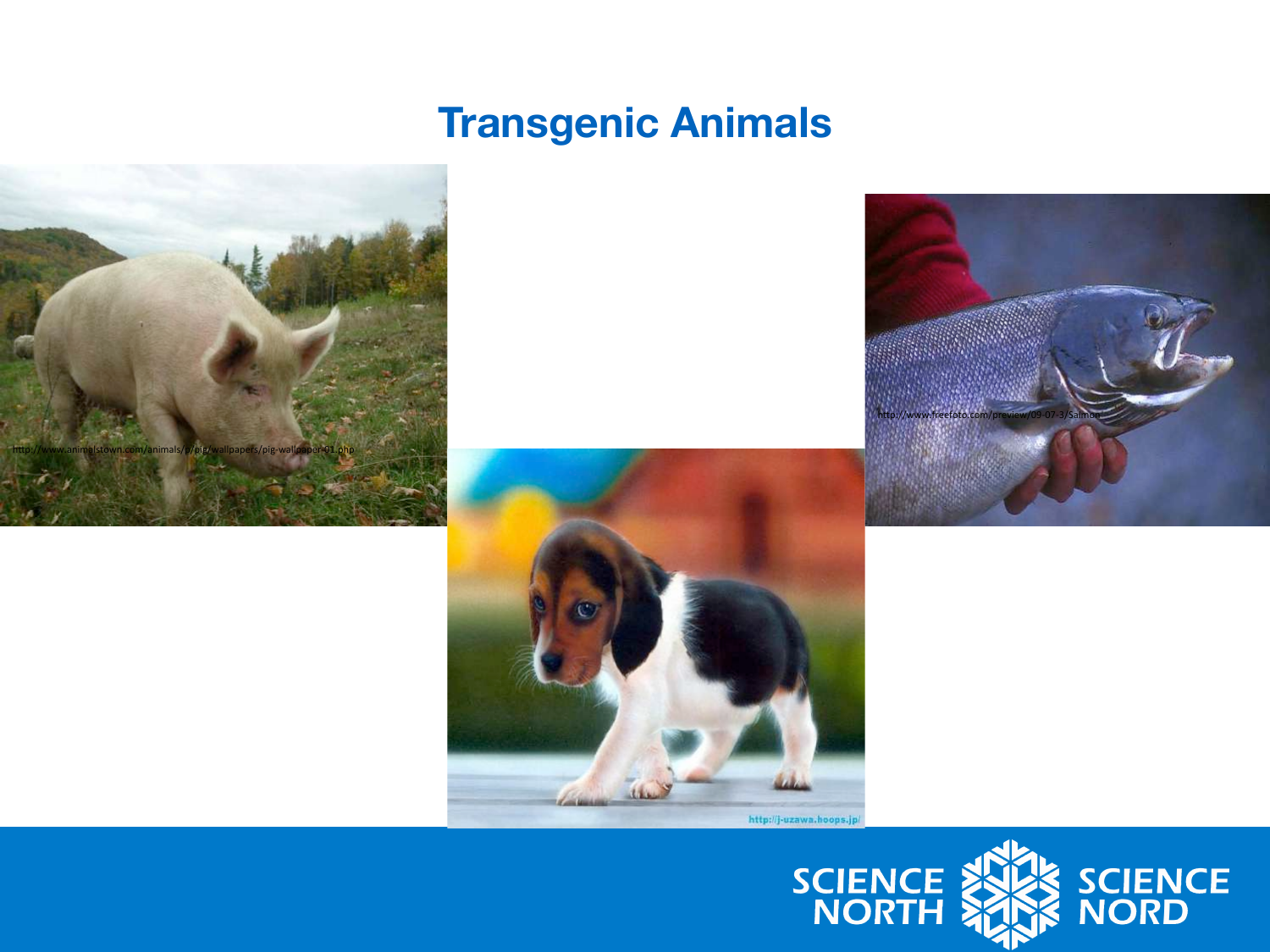# Transgenic Animals

http://www.animalstown.com/animals/p/pig/wallpapers/pig-wallpaper-01.php

http://www.freefoto.com/preview/09-07-3/Salmon

http://j-uzawa.hoops.jp/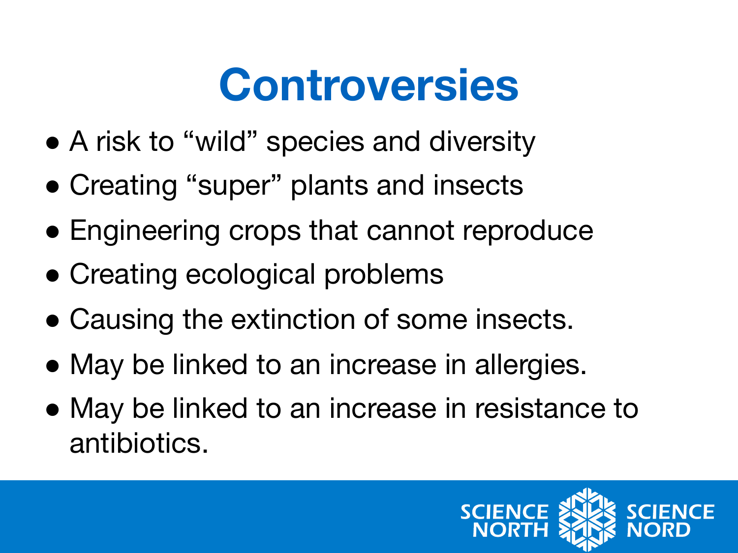# Controversies

- A risk to “wild” species and diversity
- Creating “super” plants and insects
- Engineering crops that cannot reproduce
- Creating ecological problems
- Causing the extinction of some insects.
- May be linked to an increase in allergies.
- May be linked to an increase in resistance to antibiotics.